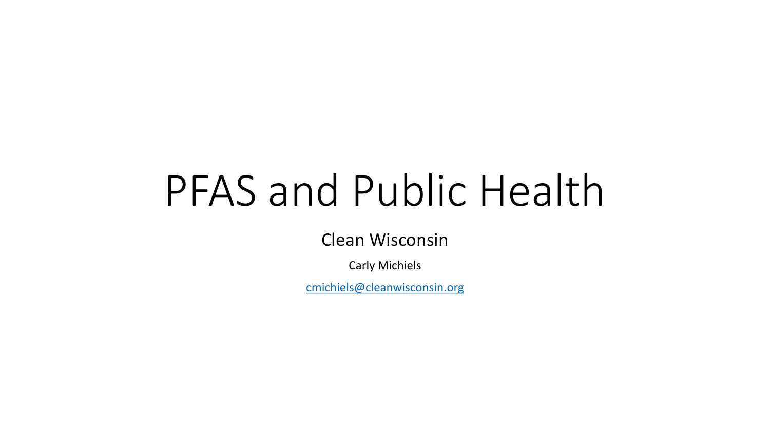# PFAS and Public Health

Clean Wisconsin

Carly Michiels

cmichiels@cleanwisconsin.org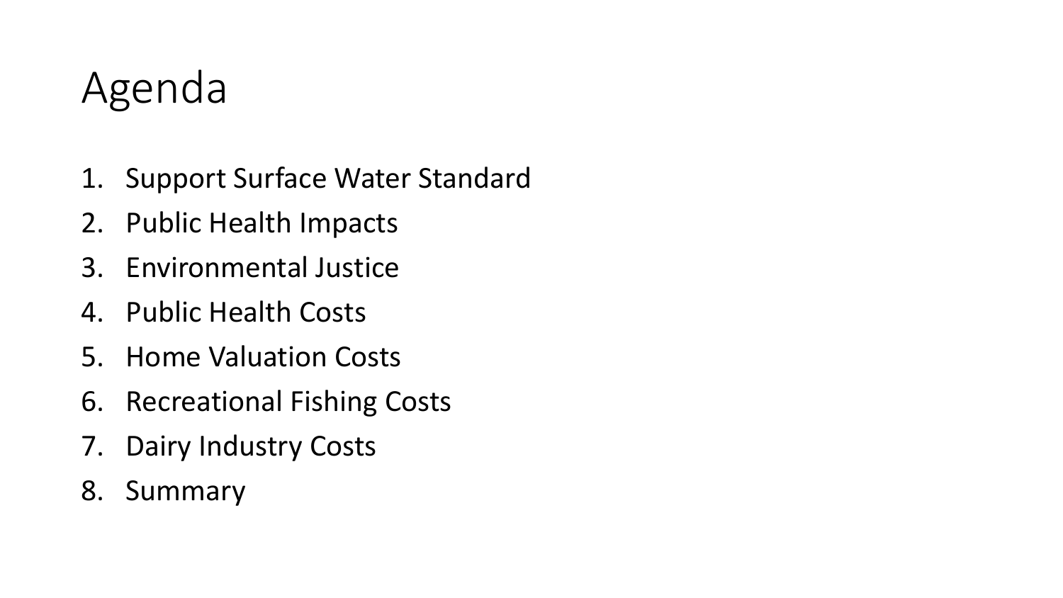# Agenda

1. Support Surface Water Standard
2. Public Health Impacts
3. Environmental Justice
4. Public Health Costs
5. Home Valuation Costs
6. Recreational Fishing Costs
7. Dairy Industry Costs
8. Summary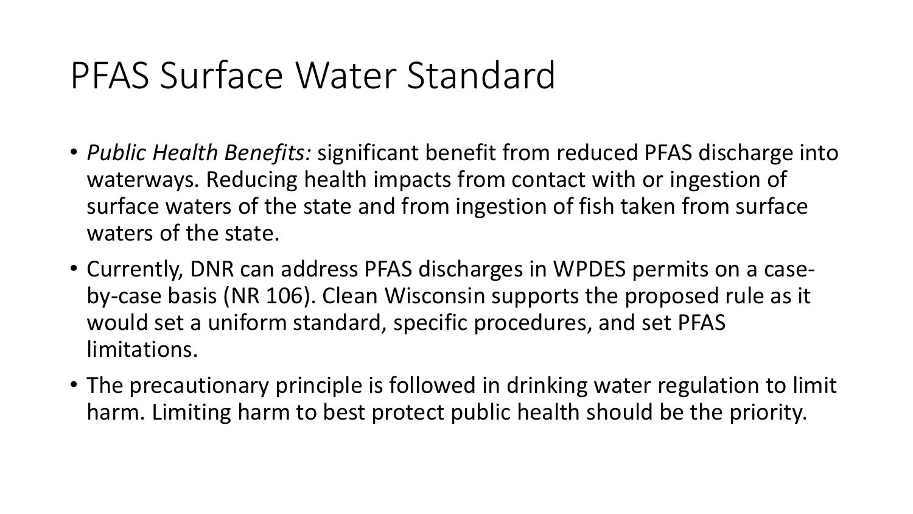# PFAS Surface Water Standard

- *Public Health Benefits:* significant benefit from reduced PFAS discharge into waterways. Reducing health impacts from contact with or ingestion of surface waters of the state and from ingestion of fish taken from surface waters of the state.
- Currently, DNR can address PFAS discharges in WPDES permits on a case-by-case basis (NR 106). Clean Wisconsin supports the proposed rule as it would set a uniform standard, specific procedures, and set PFAS limitations.
- The precautionary principle is followed in drinking water regulation to limit harm. Limiting harm to best protect public health should be the priority.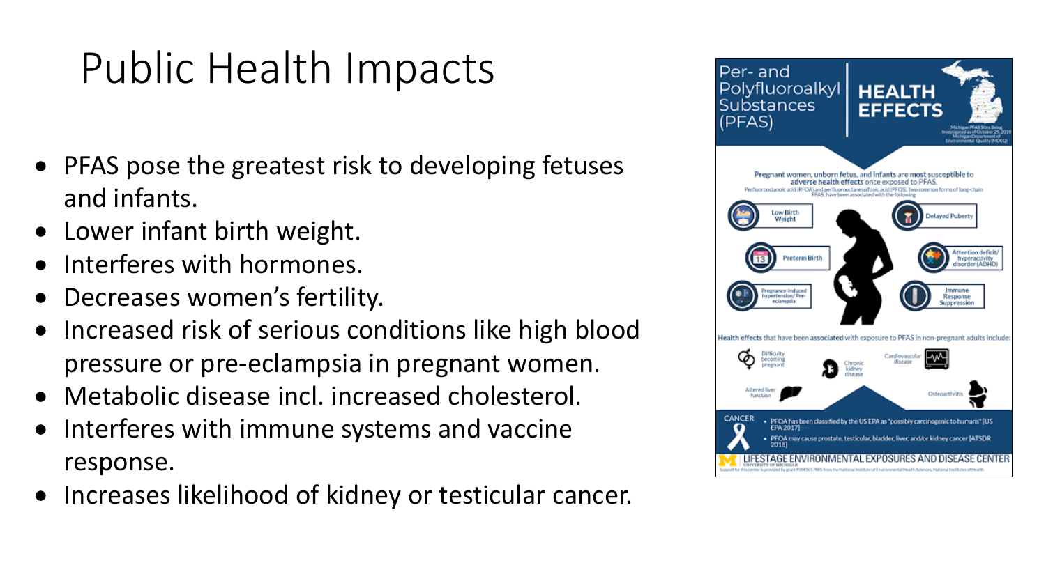# Public Health Impacts

- PFAS pose the greatest risk to developing fetuses and infants.
- Lower infant birth weight.
- Interferes with hormones.
- Decreases women's fertility.
- Increased risk of serious conditions like high blood pressure or pre-eclampsia in pregnant women.
- Metabolic disease incl. increased cholesterol.
- Interferes with immune systems and vaccine response.
- Increases likelihood of kidney or testicular cancer.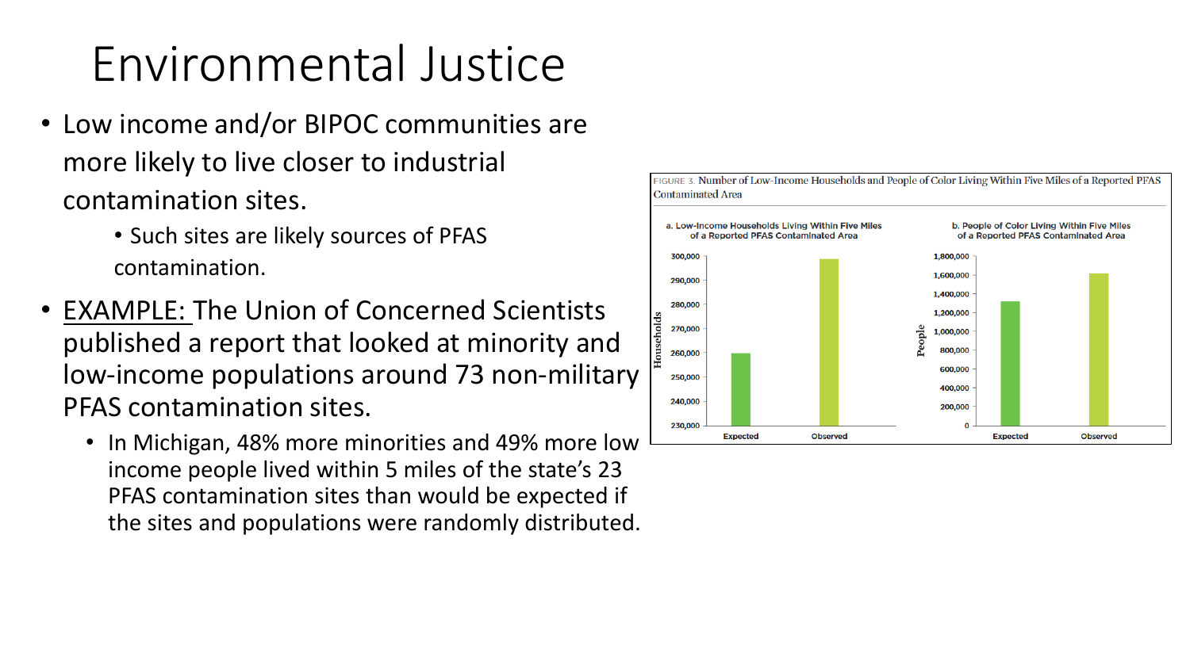# Environmental Justice

- Low income and/or BIPOC communities are more likely to live closer to industrial contamination sites.
  - Such sites are likely sources of PFAS contamination.
- EXAMPLE: The Union of Concerned Scientists published a report that looked at minority and low-income populations around 73 non-military PFAS contamination sites.
  - In Michigan, 48% more minorities and 49% more low income people lived within 5 miles of the state's 23 PFAS contamination sites than would be expected if the sites and populations were randomly distributed.

FIGURE 3. Number of Low-Income Households and People of Color Living Within Five Miles of a Reported PFAS Contaminated Area

a. Low-Income Households Living Within Five Miles of a Reported PFAS Contaminated Area

b. People of Color Living Within Five Miles of a Reported PFAS Contaminated Area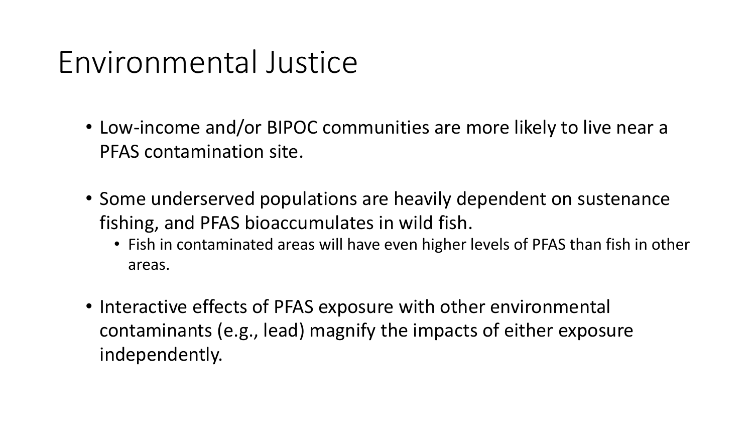# Environmental Justice

- Low-income and/or BIPOC communities are more likely to live near a PFAS contamination site.
- Some underserved populations are heavily dependent on sustenance fishing, and PFAS bioaccumulates in wild fish.
  - Fish in contaminated areas will have even higher levels of PFAS than fish in other areas.
- Interactive effects of PFAS exposure with other environmental contaminants (e.g., lead) magnify the impacts of either exposure independently.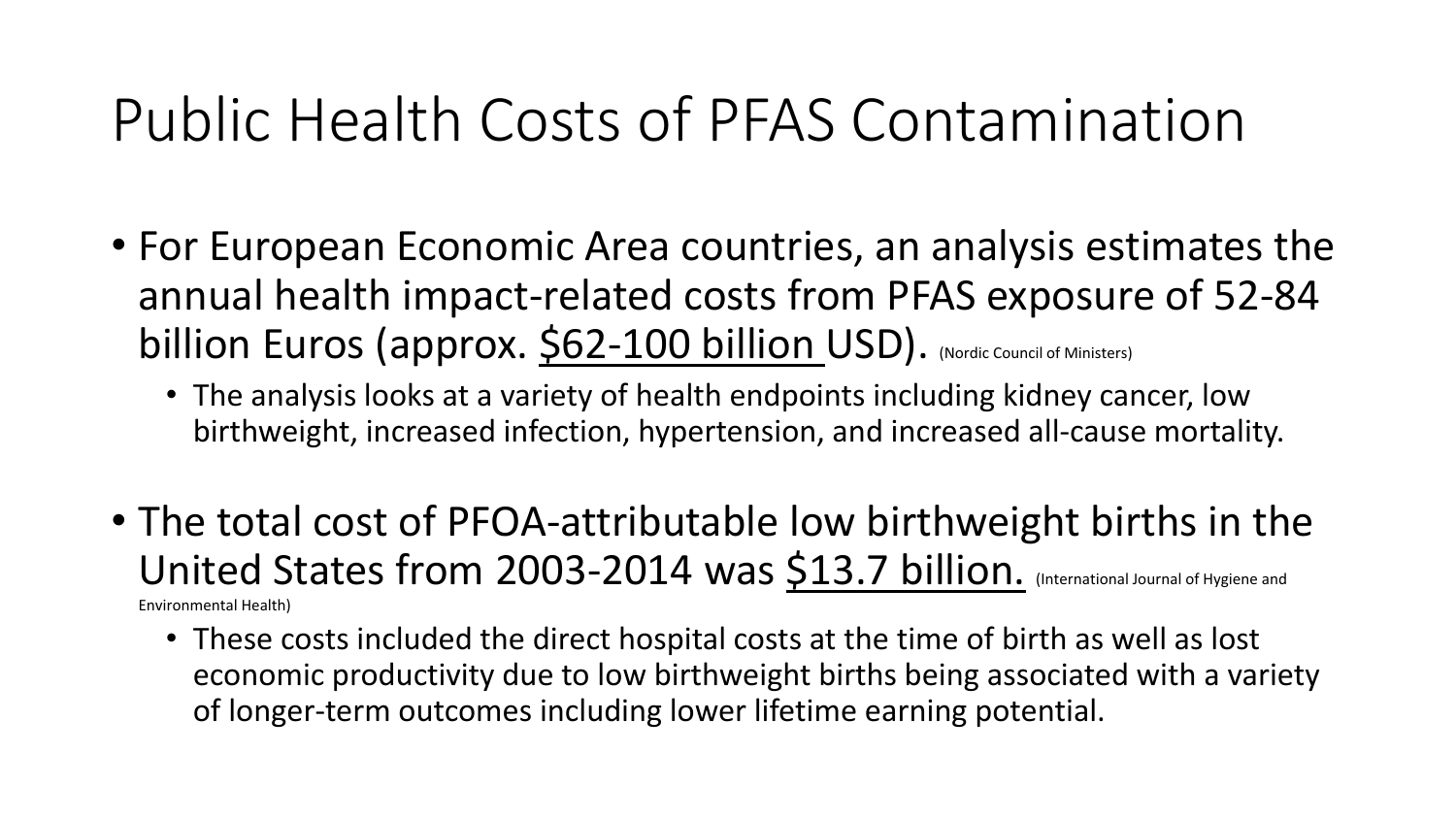# Public Health Costs of PFAS Contamination

- For European Economic Area countries, an analysis estimates the annual health impact-related costs from PFAS exposure of 52-84 billion Euros (approx. <u>$62-100 billion</u> USD). (Nordic Council of Ministers)
  - The analysis looks at a variety of health endpoints including kidney cancer, low birthweight, increased infection, hypertension, and increased all-cause mortality.
- The total cost of PFOA-attributable low birthweight births in the United States from 2003-2014 was <u>$13.7 billion.</u> (International Journal of Hygiene and Environmental Health)
  - These costs included the direct hospital costs at the time of birth as well as lost economic productivity due to low birthweight births being associated with a variety of longer-term outcomes including lower lifetime earning potential.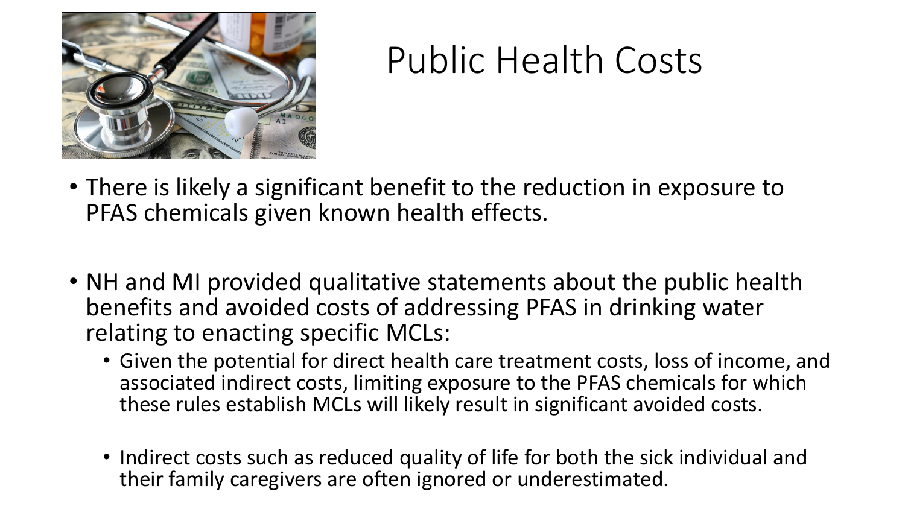# Public Health Costs

- There is likely a significant benefit to the reduction in exposure to PFAS chemicals given known health effects.

- NH and MI provided qualitative statements about the public health benefits and avoided costs of addressing PFAS in drinking water relating to enacting specific MCLs:
  - Given the potential for direct health care treatment costs, loss of income, and associated indirect costs, limiting exposure to the PFAS chemicals for which these rules establish MCLs will likely result in significant avoided costs.
  - Indirect costs such as reduced quality of life for both the sick individual and their family caregivers are often ignored or underestimated.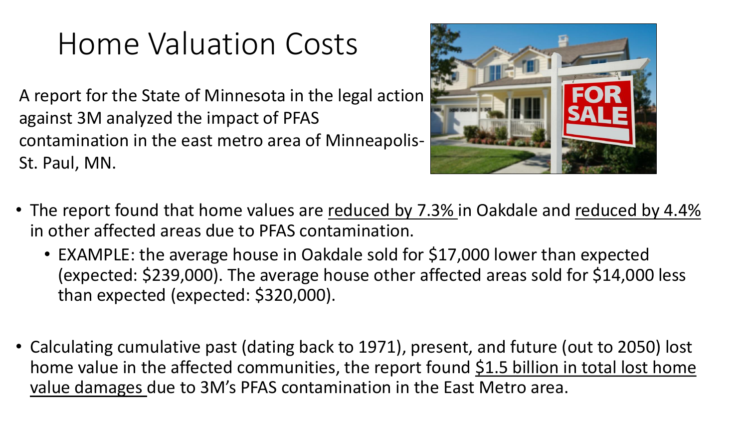# Home Valuation Costs

A report for the State of Minnesota in the legal action against 3M analyzed the impact of PFAS contamination in the east metro area of Minneapolis-St. Paul, MN.

- The report found that home values are reduced by 7.3% in Oakdale and reduced by 4.4% in other affected areas due to PFAS contamination.
  - EXAMPLE: the average house in Oakdale sold for $17,000 lower than expected (expected: $239,000). The average house other affected areas sold for $14,000 less than expected (expected: $320,000).
- Calculating cumulative past (dating back to 1971), present, and future (out to 2050) lost home value in the affected communities, the report found $1.5 billion in total lost home value damages due to 3M's PFAS contamination in the East Metro area.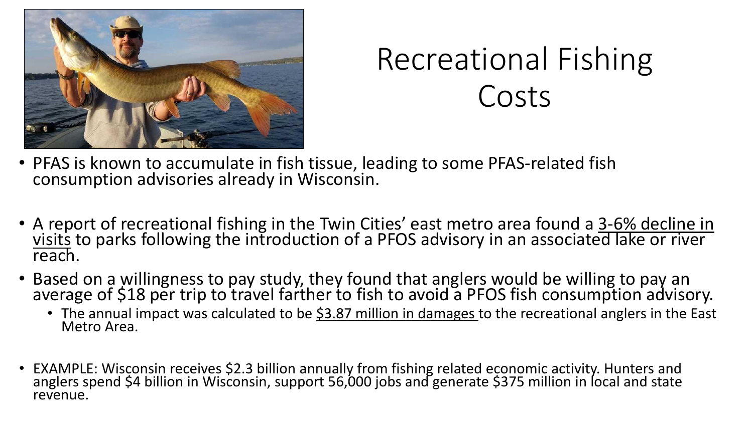# Recreational Fishing Costs

- PFAS is known to accumulate in fish tissue, leading to some PFAS-related fish consumption advisories already in Wisconsin.
- A report of recreational fishing in the Twin Cities' east metro area found a <u>3-6% decline in visits</u> to parks following the introduction of a PFOS advisory in an associated lake or river reach.
- Based on a willingness to pay study, they found that anglers would be willing to pay an average of $18 per trip to travel farther to fish to avoid a PFOS fish consumption advisory.
  - The annual impact was calculated to be <u>$3.87 million in damages</u> to the recreational anglers in the East Metro Area.
- EXAMPLE: Wisconsin receives $2.3 billion annually from fishing related economic activity. Hunters and anglers spend $4 billion in Wisconsin, support 56,000 jobs and generate $375 million in local and state revenue.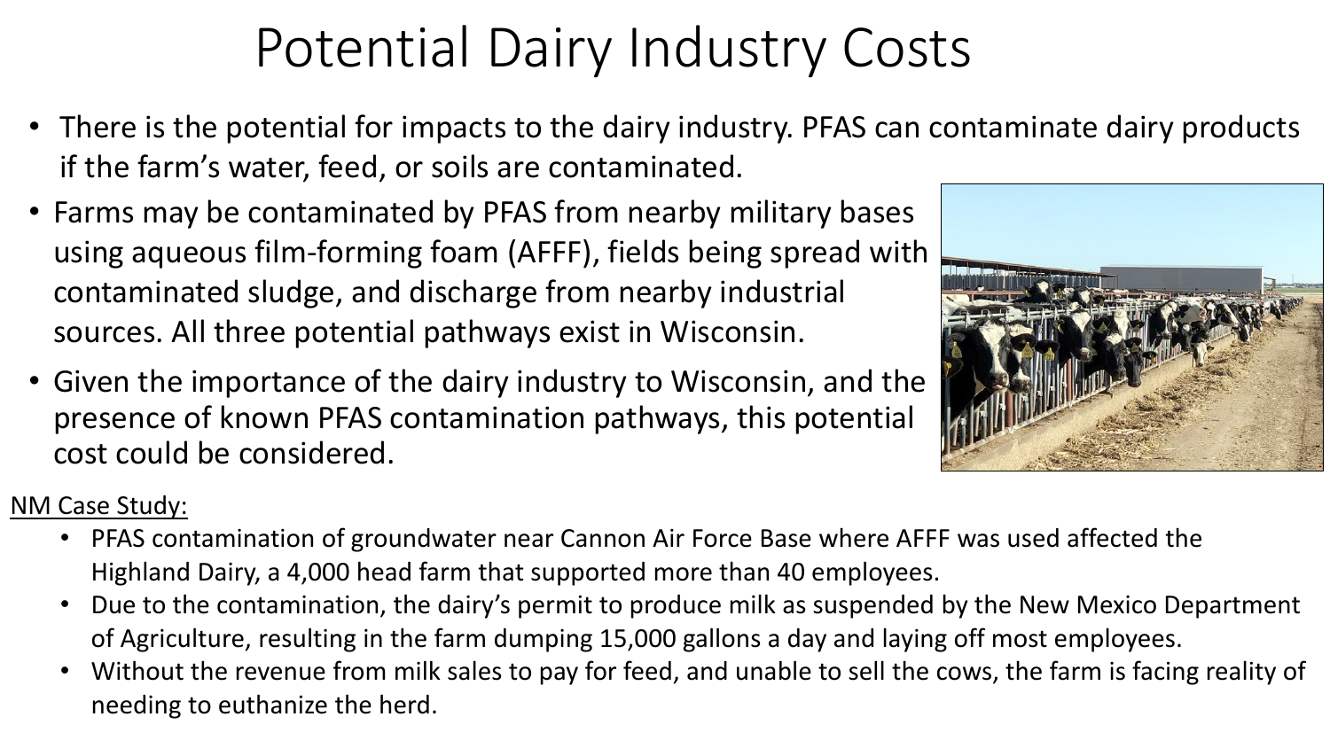# Potential Dairy Industry Costs

- There is the potential for impacts to the dairy industry. PFAS can contaminate dairy products if the farm's water, feed, or soils are contaminated.
- Farms may be contaminated by PFAS from nearby military bases using aqueous film-forming foam (AFFF), fields being spread with contaminated sludge, and discharge from nearby industrial sources. All three potential pathways exist in Wisconsin.
- Given the importance of the dairy industry to Wisconsin, and the presence of known PFAS contamination pathways, this potential cost could be considered.

<u>NM Case Study:</u>

- PFAS contamination of groundwater near Cannon Air Force Base where AFFF was used affected the Highland Dairy, a 4,000 head farm that supported more than 40 employees.
- Due to the contamination, the dairy's permit to produce milk as suspended by the New Mexico Department of Agriculture, resulting in the farm dumping 15,000 gallons a day and laying off most employees.
- Without the revenue from milk sales to pay for feed, and unable to sell the cows, the farm is facing reality of needing to euthanize the herd.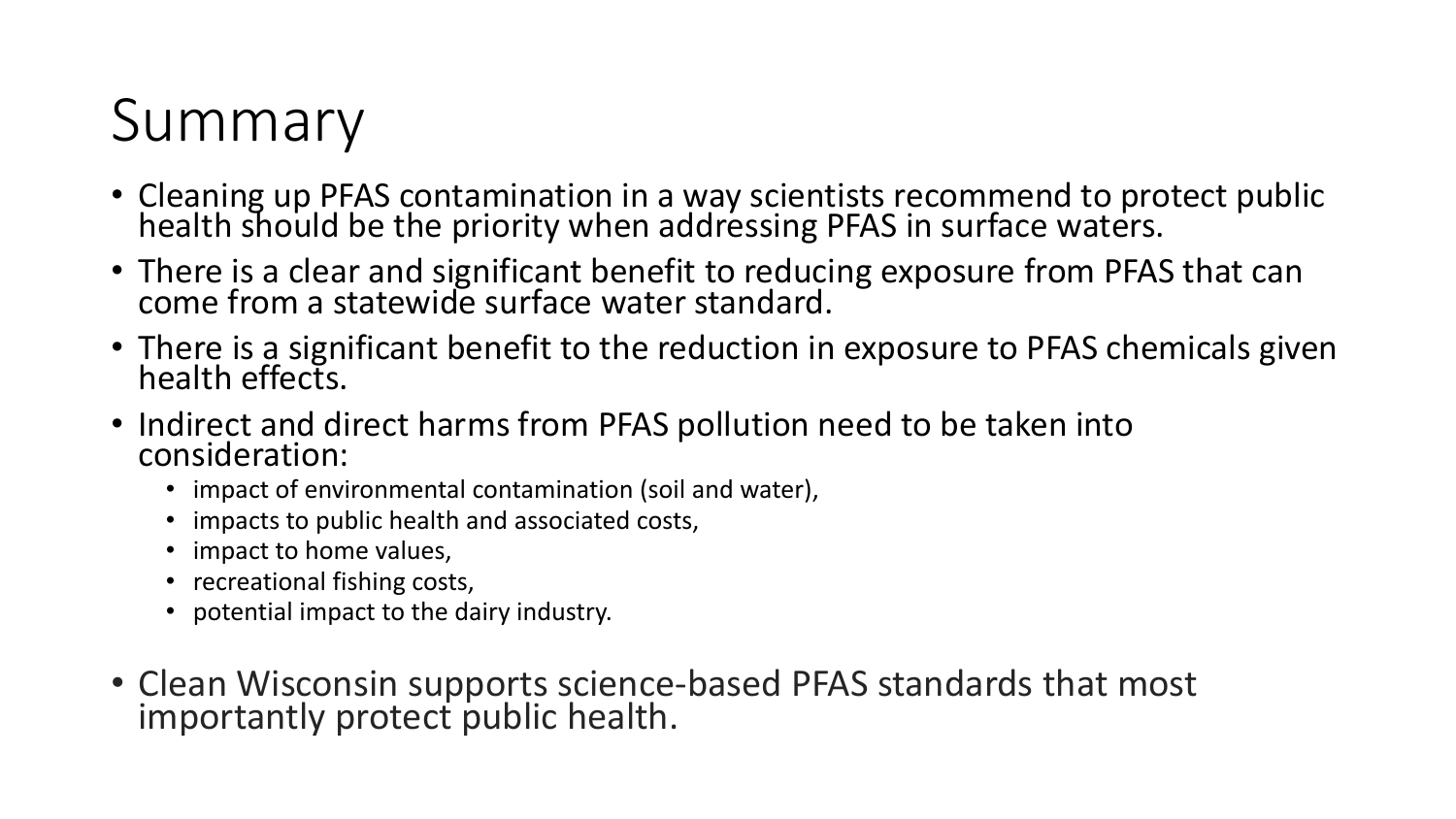# Summary

- Cleaning up PFAS contamination in a way scientists recommend to protect public health should be the priority when addressing PFAS in surface waters.
- There is a clear and significant benefit to reducing exposure from PFAS that can come from a statewide surface water standard.
- There is a significant benefit to the reduction in exposure to PFAS chemicals given health effects.
- Indirect and direct harms from PFAS pollution need to be taken into consideration:
  - impact of environmental contamination (soil and water),
  - impacts to public health and associated costs,
  - impact to home values,
  - recreational fishing costs,
  - potential impact to the dairy industry.
- Clean Wisconsin supports science-based PFAS standards that most importantly protect public health.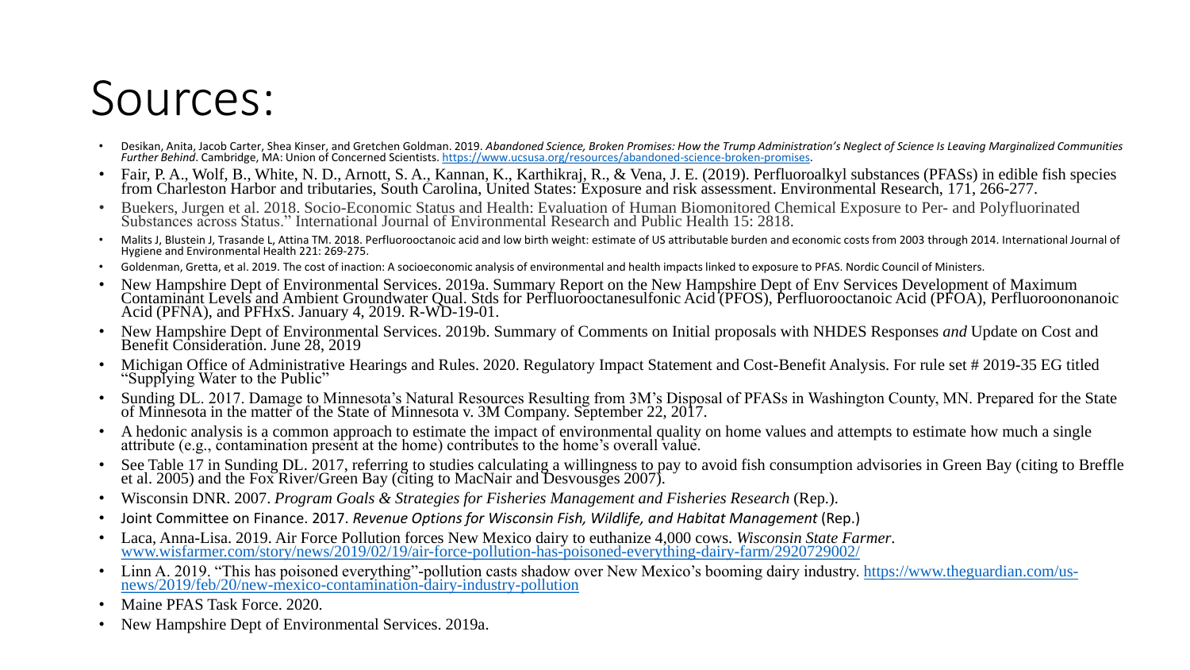# Sources:

- Desikan, Anita, Jacob Carter, Shea Kinser, and Gretchen Goldman. 2019. *Abandoned Science, Broken Promises: How the Trump Administration's Neglect of Science Is Leaving Marginalized Communities Further Behind*. Cambridge, MA: Union of Concerned Scientists. https://www.ucsusa.org/resources/abandoned-science-broken-promises.
- Fair, P. A., Wolf, B., White, N. D., Arnott, S. A., Kannan, K., Karthikraj, R., & Vena, J. E. (2019). Perfluoroalkyl substances (PFASs) in edible fish species from Charleston Harbor and tributaries, South Carolina, United States: Exposure and risk assessment. Environmental Research, 171, 266-277.
- Buekers, Jurgen et al. 2018. Socio-Economic Status and Health: Evaluation of Human Biomonitored Chemical Exposure to Per- and Polyfluorinated Substances across Status." International Journal of Environmental Research and Public Health 15: 2818.
- Malits J, Blustein J, Trasande L, Attina TM. 2018. Perfluorooctanoic acid and low birth weight: estimate of US attributable burden and economic costs from 2003 through 2014. International Journal of Hygiene and Environmental Health 221: 269-275.
- Goldenman, Gretta, et al. 2019. The cost of inaction: A socioeconomic analysis of environmental and health impacts linked to exposure to PFAS. Nordic Council of Ministers.
- New Hampshire Dept of Environmental Services. 2019a. Summary Report on the New Hampshire Dept of Env Services Development of Maximum Contaminant Levels and Ambient Groundwater Qual. Stds for Perfluorooctanesulfonic Acid (PFOS), Perfluorooctanoic Acid (PFOA), Perfluorooononanoic Acid (PFNA), and PFHxS. January 4, 2019. R-WD-19-01.
- New Hampshire Dept of Environmental Services. 2019b. Summary of Comments on Initial proposals with NHDES Responses *and* Update on Cost and Benefit Consideration. June 28, 2019
- Michigan Office of Administrative Hearings and Rules. 2020. Regulatory Impact Statement and Cost-Benefit Analysis. For rule set # 2019-35 EG titled "Supplying Water to the Public"
- Sunding DL. 2017. Damage to Minnesota's Natural Resources Resulting from 3M's Disposal of PFASs in Washington County, MN. Prepared for the State of Minnesota in the matter of the State of Minnesota v. 3M Company. September 22, 2017.
- A hedonic analysis is a common approach to estimate the impact of environmental quality on home values and attempts to estimate how much a single attribute (e.g., contamination present at the home) contributes to the home's overall value.
- See Table 17 in Sunding DL. 2017, referring to studies calculating a willingness to pay to avoid fish consumption advisories in Green Bay (citing to Breffle et al. 2005) and the Fox River/Green Bay (citing to MacNair and Desvousges 2007).
- Wisconsin DNR. 2007. *Program Goals & Strategies for Fisheries Management and Fisheries Research* (Rep.).
- Joint Committee on Finance. 2017. *Revenue Options for Wisconsin Fish, Wildlife, and Habitat Management* (Rep.)
- Laca, Anna-Lisa. 2019. Air Force Pollution forces New Mexico dairy to euthanize 4,000 cows. *Wisconsin State Farmer*. www.wisfarmer.com/story/news/2019/02/19/air-force-pollution-has-poisoned-everything-dairy-farm/2920729002/
- Linn A. 2019. "This has poisoned everything"-pollution casts shadow over New Mexico's booming dairy industry. https://www.theguardian.com/us-news/2019/feb/20/new-mexico-contamination-dairy-industry-pollution
- Maine PFAS Task Force. 2020.
- New Hampshire Dept of Environmental Services. 2019a.